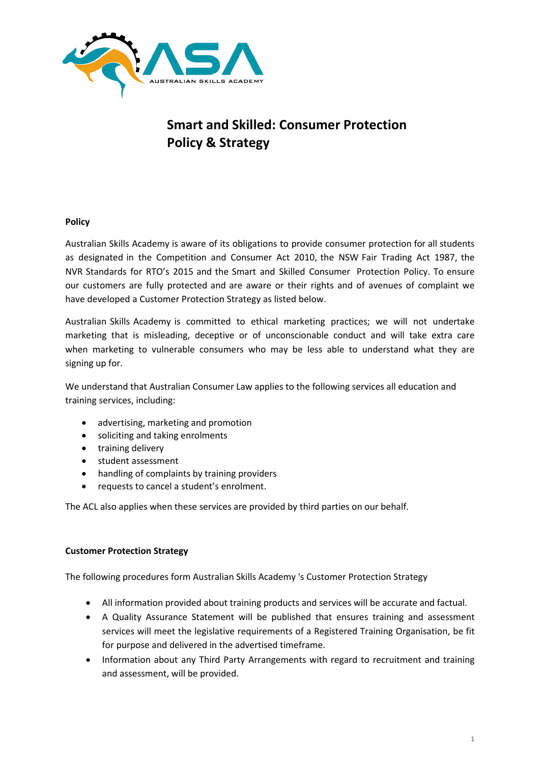# Smart and Skilled: Consumer Protection Policy & Strategy

**Policy**

Australian Skills Academy is aware of its obligations to provide consumer protection for all students as designated in the Competition and Consumer Act 2010, the NSW Fair Trading Act 1987, the NVR Standards for RTO's 2015 and the Smart and Skilled Consumer Protection Policy. To ensure our customers are fully protected and are aware or their rights and of avenues of complaint we have developed a Customer Protection Strategy as listed below.

Australian Skills Academy is committed to ethical marketing practices; we will not undertake marketing that is misleading, deceptive or of unconscionable conduct and will take extra care when marketing to vulnerable consumers who may be less able to understand what they are signing up for.

We understand that Australian Consumer Law applies to the following services all education and training services, including:

- advertising, marketing and promotion
- soliciting and taking enrolments
- training delivery
- student assessment
- handling of complaints by training providers
- requests to cancel a student's enrolment.

The ACL also applies when these services are provided by third parties on our behalf.

**Customer Protection Strategy**

The following procedures form Australian Skills Academy 's Customer Protection Strategy

- All information provided about training products and services will be accurate and factual.
- A Quality Assurance Statement will be published that ensures training and assessment services will meet the legislative requirements of a Registered Training Organisation, be fit for purpose and delivered in the advertised timeframe.
- Information about any Third Party Arrangements with regard to recruitment and training and assessment, will be provided.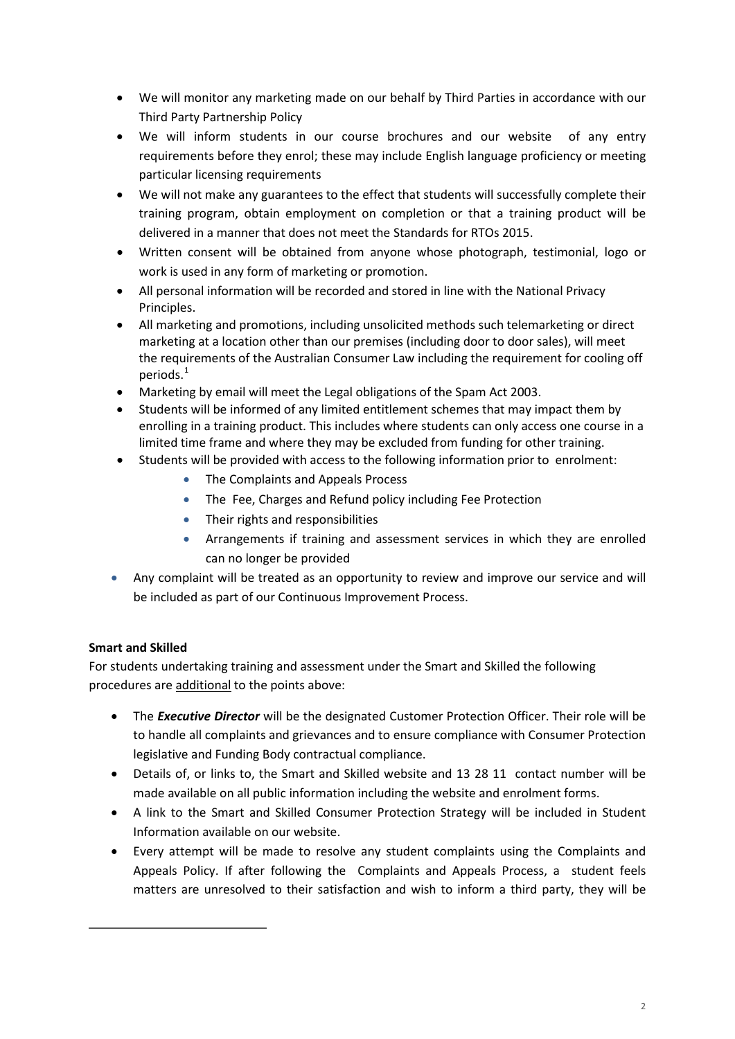- We will monitor any marketing made on our behalf by Third Parties in accordance with our Third Party Partnership Policy
- We will inform students in our course brochures and our website of any entry requirements before they enrol; these may include English language proficiency or meeting particular licensing requirements
- We will not make any guarantees to the effect that students will successfully complete their training program, obtain employment on completion or that a training product will be delivered in a manner that does not meet the Standards for RTOs 2015.
- Written consent will be obtained from anyone whose photograph, testimonial, logo or work is used in any form of marketing or promotion.
- All personal information will be recorded and stored in line with the National Privacy Principles.
- All marketing and promotions, including unsolicited methods such telemarketing or direct marketing at a location other than our premises (including door to door sales), will meet the requirements of the Australian Consumer Law including the requirement for cooling off periods.[1]
- Marketing by email will meet the Legal obligations of the Spam Act 2003.
- Students will be informed of any limited entitlement schemes that may impact them by enrolling in a training product. This includes where students can only access one course in a limited time frame and where they may be excluded from funding for other training.
- Students will be provided with access to the following information prior to enrolment:
    - The Complaints and Appeals Process
    - The Fee, Charges and Refund policy including Fee Protection
    - Their rights and responsibilities
    - Arrangements if training and assessment services in which they are enrolled can no longer be provided
- Any complaint will be treated as an opportunity to review and improve our service and will be included as part of our Continuous Improvement Process.

**Smart and Skilled**

For students undertaking training and assessment under the Smart and Skilled the following procedures are additional to the points above:

- The ***Executive Director*** will be the designated Customer Protection Officer. Their role will be to handle all complaints and grievances and to ensure compliance with Consumer Protection legislative and Funding Body contractual compliance.
- Details of, or links to, the Smart and Skilled website and 13 28 11 contact number will be made available on all public information including the website and enrolment forms.
- A link to the Smart and Skilled Consumer Protection Strategy will be included in Student Information available on our website.
- Every attempt will be made to resolve any student complaints using the Complaints and Appeals Policy. If after following the Complaints and Appeals Process, a student feels matters are unresolved to their satisfaction and wish to inform a third party, they will be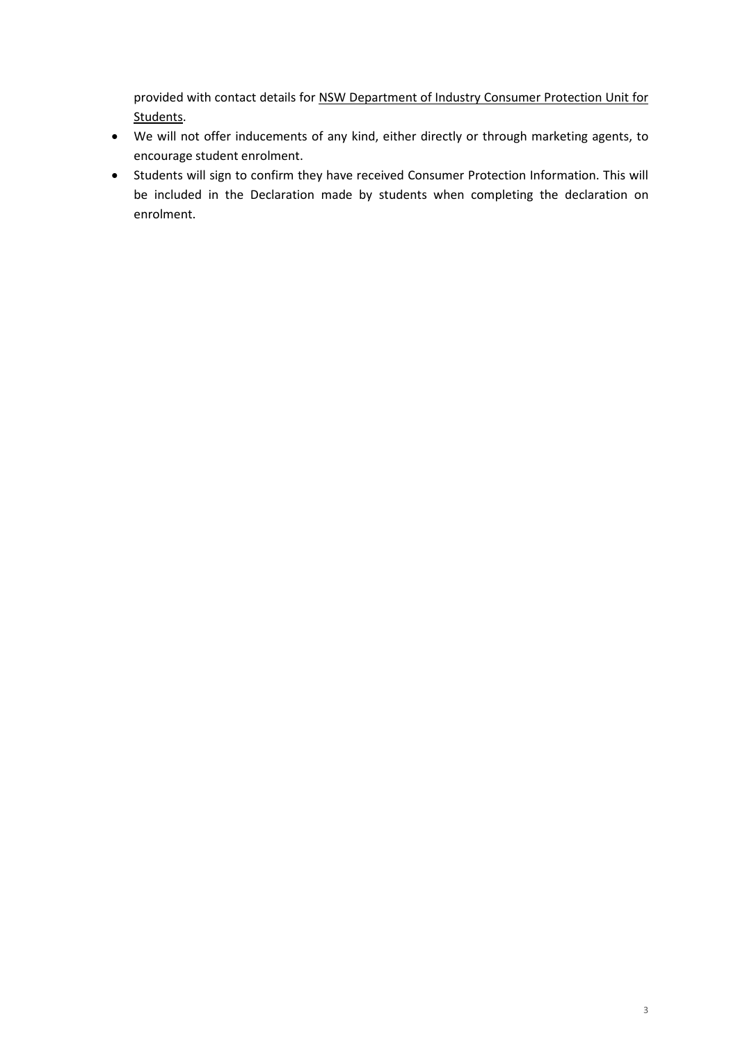provided with contact details for NSW Department of Industry Consumer Protection Unit for Students.

- We will not offer inducements of any kind, either directly or through marketing agents, to encourage student enrolment.
- Students will sign to confirm they have received Consumer Protection Information. This will be included in the Declaration made by students when completing the declaration on enrolment.